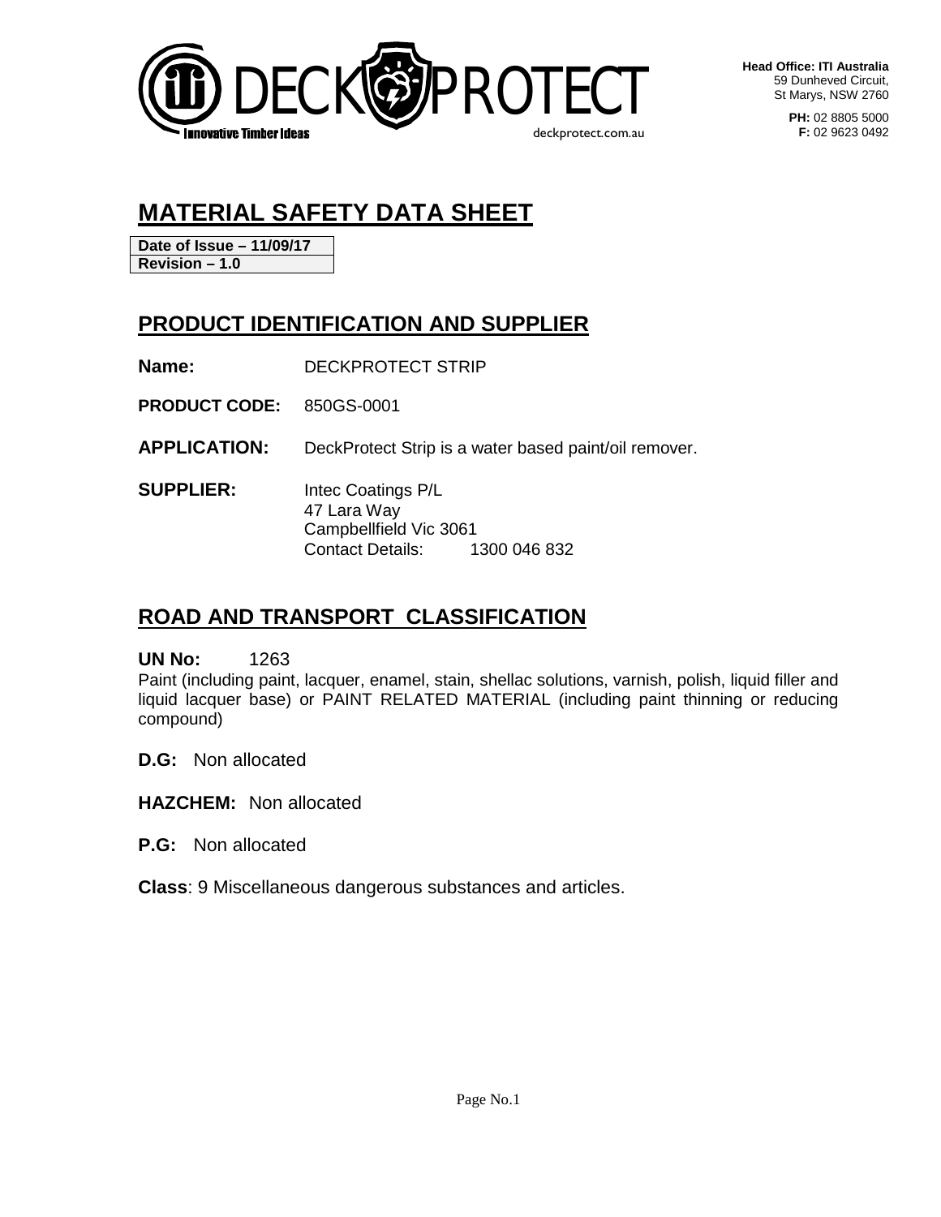DECK PROTECT

Innovative Timber Ideas

deckprotect.com.au

**Head Office: ITI Australia**
59 Dunheved Circuit,
St Marys, NSW 2760

**PH:** 02 8805 5000
**F:** 02 9623 0492

# MATERIAL SAFETY DATA SHEET

| **Date of Issue – 11/09/17** |
|---|
| **Revision – 1.0** |

## PRODUCT IDENTIFICATION AND SUPPLIER

**Name:** DECKPROTECT STRIP

**PRODUCT CODE:** 850GS-0001

**APPLICATION:** DeckProtect Strip is a water based paint/oil remover.

**SUPPLIER:** Intec Coatings P/L
47 Lara Way
Campbellfield Vic 3061
Contact Details: 1300 046 832

## ROAD AND TRANSPORT CLASSIFICATION

**UN No:** 1263

Paint (including paint, lacquer, enamel, stain, shellac solutions, varnish, polish, liquid filler and liquid lacquer base) or PAINT RELATED MATERIAL (including paint thinning or reducing compound)

**D.G:** Non allocated

**HAZCHEM:** Non allocated

**P.G:** Non allocated

**Class**: 9 Miscellaneous dangerous substances and articles.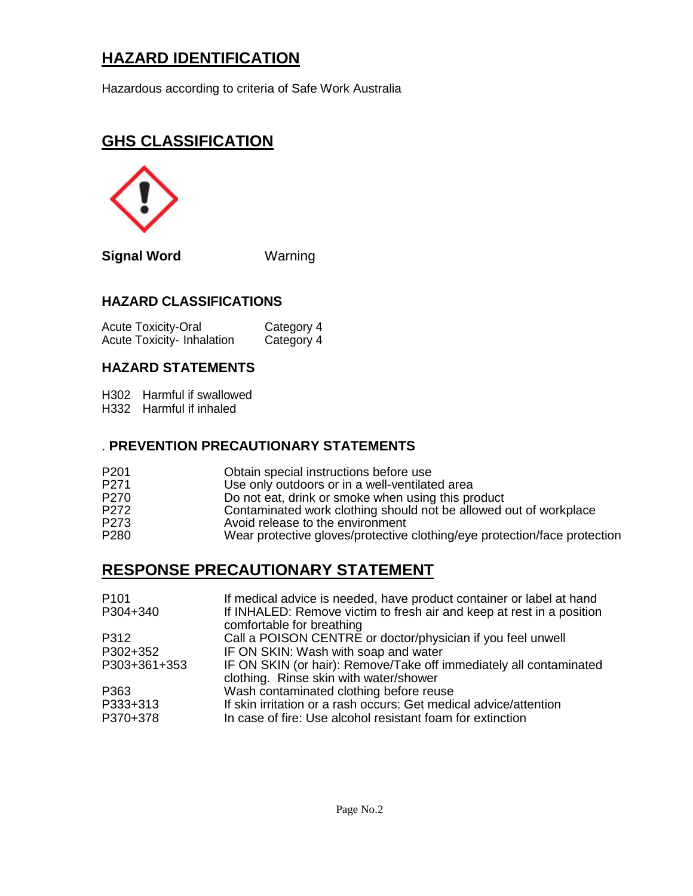## HAZARD IDENTIFICATION

Hazardous according to criteria of Safe Work Australia

## GHS CLASSIFICATION

**Signal Word** Warning

### HAZARD CLASSIFICATIONS

| | |
|---|---|
| Acute Toxicity-Oral | Category 4 |
| Acute Toxicity- Inhalation | Category 4 |

### HAZARD STATEMENTS

H302 Harmful if swallowed
H332 Harmful if inhaled

### . PREVENTION PRECAUTIONARY STATEMENTS

| | |
|---|---|
| P201 | Obtain special instructions before use |
| P271 | Use only outdoors or in a well-ventilated area |
| P270 | Do not eat, drink or smoke when using this product |
| P272 | Contaminated work clothing should not be allowed out of workplace |
| P273 | Avoid release to the environment |
| P280 | Wear protective gloves/protective clothing/eye protection/face protection |

## RESPONSE PRECAUTIONARY STATEMENT

| | |
|---|---|
| P101 | If medical advice is needed, have product container or label at hand |
| P304+340 | If INHALED: Remove victim to fresh air and keep at rest in a position comfortable for breathing |
| P312 | Call a POISON CENTRE or doctor/physician if you feel unwell |
| P302+352 | IF ON SKIN: Wash with soap and water |
| P303+361+353 | IF ON SKIN (or hair): Remove/Take off immediately all contaminated clothing. Rinse skin with water/shower |
| P363 | Wash contaminated clothing before reuse |
| P333+313 | If skin irritation or a rash occurs: Get medical advice/attention |
| P370+378 | In case of fire: Use alcohol resistant foam for extinction |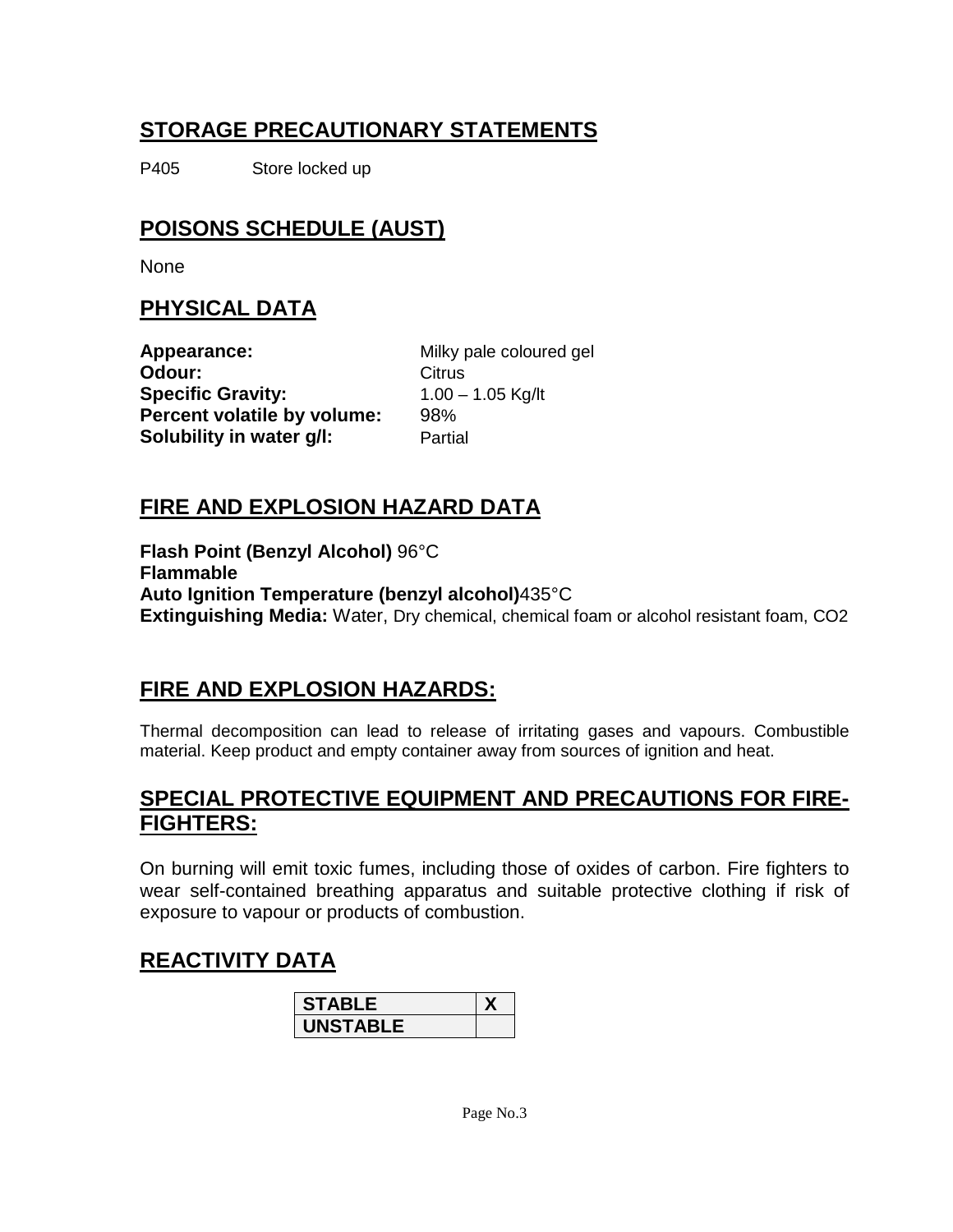## STORAGE PRECAUTIONARY STATEMENTS

P405 Store locked up

## POISONS SCHEDULE (AUST)

None

## PHYSICAL DATA

**Appearance:** Milky pale coloured gel
**Odour:** Citrus
**Specific Gravity:** 1.00 – 1.05 Kg/lt
**Percent volatile by volume:** 98%
**Solubility in water g/l:** Partial

## FIRE AND EXPLOSION HAZARD DATA

**Flash Point (Benzyl Alcohol)** 96°C
**Flammable**
**Auto Ignition Temperature (benzyl alcohol)**435°C
**Extinguishing Media:** Water, Dry chemical, chemical foam or alcohol resistant foam, $CO_2$

## FIRE AND EXPLOSION HAZARDS:

Thermal decomposition can lead to release of irritating gases and vapours. Combustible material. Keep product and empty container away from sources of ignition and heat.

## SPECIAL PROTECTIVE EQUIPMENT AND PRECAUTIONS FOR FIRE-FIGHTERS:

On burning will emit toxic fumes, including those of oxides of carbon. Fire fighters to wear self-contained breathing apparatus and suitable protective clothing if risk of exposure to vapour or products of combustion.

## REACTIVITY DATA

| | |
|---|---|
| **STABLE** | **X** |
| **UNSTABLE** | |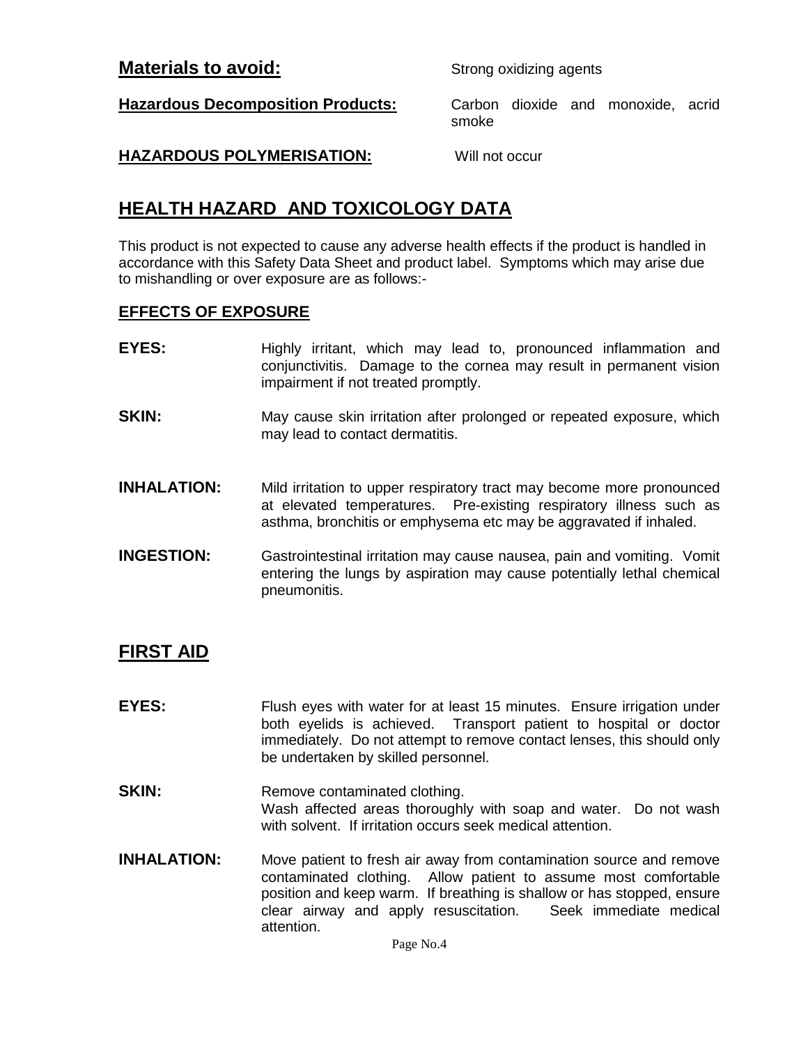**Materials to avoid:** Strong oxidizing agents

**Hazardous Decomposition Products:** Carbon dioxide and monoxide, acrid smoke

**HAZARDOUS POLYMERISATION:** Will not occur

## HEALTH HAZARD AND TOXICOLOGY DATA

This product is not expected to cause any adverse health effects if the product is handled in accordance with this Safety Data Sheet and product label. Symptoms which may arise due to mishandling or over exposure are as follows:-

### EFFECTS OF EXPOSURE

**EYES:** Highly irritant, which may lead to, pronounced inflammation and conjunctivitis. Damage to the cornea may result in permanent vision impairment if not treated promptly.

**SKIN:** May cause skin irritation after prolonged or repeated exposure, which may lead to contact dermatitis.

**INHALATION:** Mild irritation to upper respiratory tract may become more pronounced at elevated temperatures. Pre-existing respiratory illness such as asthma, bronchitis or emphysema etc may be aggravated if inhaled.

**INGESTION:** Gastrointestinal irritation may cause nausea, pain and vomiting. Vomit entering the lungs by aspiration may cause potentially lethal chemical pneumonitis.

## FIRST AID

**EYES:** Flush eyes with water for at least 15 minutes. Ensure irrigation under both eyelids is achieved. Transport patient to hospital or doctor immediately. Do not attempt to remove contact lenses, this should only be undertaken by skilled personnel.

**SKIN:** Remove contaminated clothing.
Wash affected areas thoroughly with soap and water. Do not wash with solvent. If irritation occurs seek medical attention.

**INHALATION:** Move patient to fresh air away from contamination source and remove contaminated clothing. Allow patient to assume most comfortable position and keep warm. If breathing is shallow or has stopped, ensure clear airway and apply resuscitation. Seek immediate medical attention.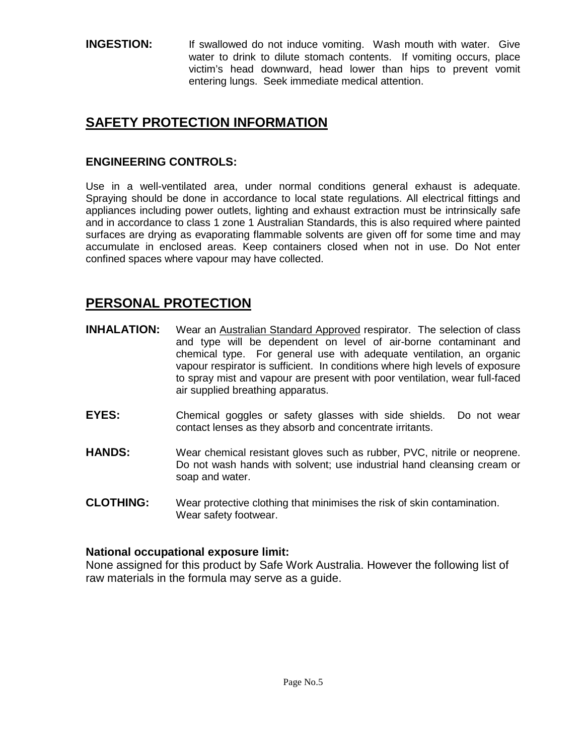**INGESTION:** If swallowed do not induce vomiting. Wash mouth with water. Give water to drink to dilute stomach contents. If vomiting occurs, place victim's head downward, head lower than hips to prevent vomit entering lungs. Seek immediate medical attention.

## SAFETY PROTECTION INFORMATION

### ENGINEERING CONTROLS:

Use in a well-ventilated area, under normal conditions general exhaust is adequate. Spraying should be done in accordance to local state regulations. All electrical fittings and appliances including power outlets, lighting and exhaust extraction must be intrinsically safe and in accordance to class 1 zone 1 Australian Standards, this is also required where painted surfaces are drying as evaporating flammable solvents are given off for some time and may accumulate in enclosed areas. Keep containers closed when not in use. Do Not enter confined spaces where vapour may have collected.

## PERSONAL PROTECTION

**INHALATION:** Wear an Australian Standard Approved respirator. The selection of class and type will be dependent on level of air-borne contaminant and chemical type. For general use with adequate ventilation, an organic vapour respirator is sufficient. In conditions where high levels of exposure to spray mist and vapour are present with poor ventilation, wear full-faced air supplied breathing apparatus.

**EYES:** Chemical goggles or safety glasses with side shields. Do not wear contact lenses as they absorb and concentrate irritants.

**HANDS:** Wear chemical resistant gloves such as rubber, PVC, nitrile or neoprene. Do not wash hands with solvent; use industrial hand cleansing cream or soap and water.

**CLOTHING:** Wear protective clothing that minimises the risk of skin contamination. Wear safety footwear.

**National occupational exposure limit:**
None assigned for this product by Safe Work Australia. However the following list of raw materials in the formula may serve as a guide.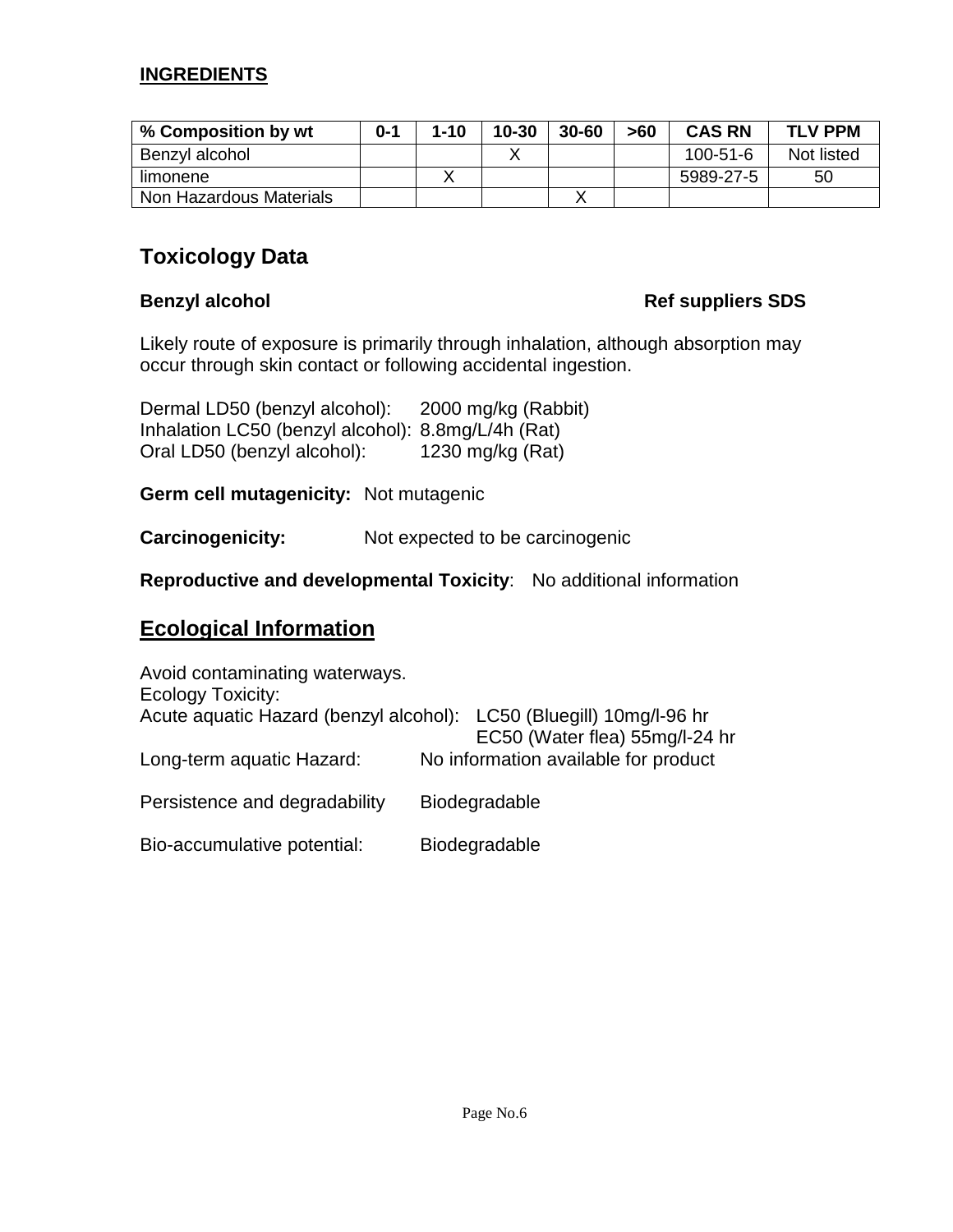**INGREDIENTS**

| % Composition by wt | 0-1 | 1-10 | 10-30 | 30-60 | >60 | CAS RN | TLV PPM |
|---|---|---|---|---|---|---|---|
| Benzyl alcohol | | | X | | | 100-51-6 | Not listed |
| limonene | | X | | | | 5989-27-5 | 50 |
| Non Hazardous Materials | | | | X | | | |

## Toxicology Data

**Benzyl alcohol** **Ref suppliers SDS**

Likely route of exposure is primarily through inhalation, although absorption may occur through skin contact or following accidental ingestion.

Dermal LD50 (benzyl alcohol): 2000 mg/kg (Rabbit)
Inhalation LC50 (benzyl alcohol): 8.8mg/L/4h (Rat)
Oral LD50 (benzyl alcohol): 1230 mg/kg (Rat)

**Germ cell mutagenicity:** Not mutagenic

**Carcinogenicity:** Not expected to be carcinogenic

**Reproductive and developmental Toxicity**: No additional information

## Ecological Information

Avoid contaminating waterways.
Ecology Toxicity:
Acute aquatic Hazard (benzyl alcohol): LC50 (Bluegill) 10mg/l-96 hr
EC50 (Water flea) 55mg/l-24 hr
Long-term aquatic Hazard: No information available for product

Persistence and degradability Biodegradable

Bio-accumulative potential: Biodegradable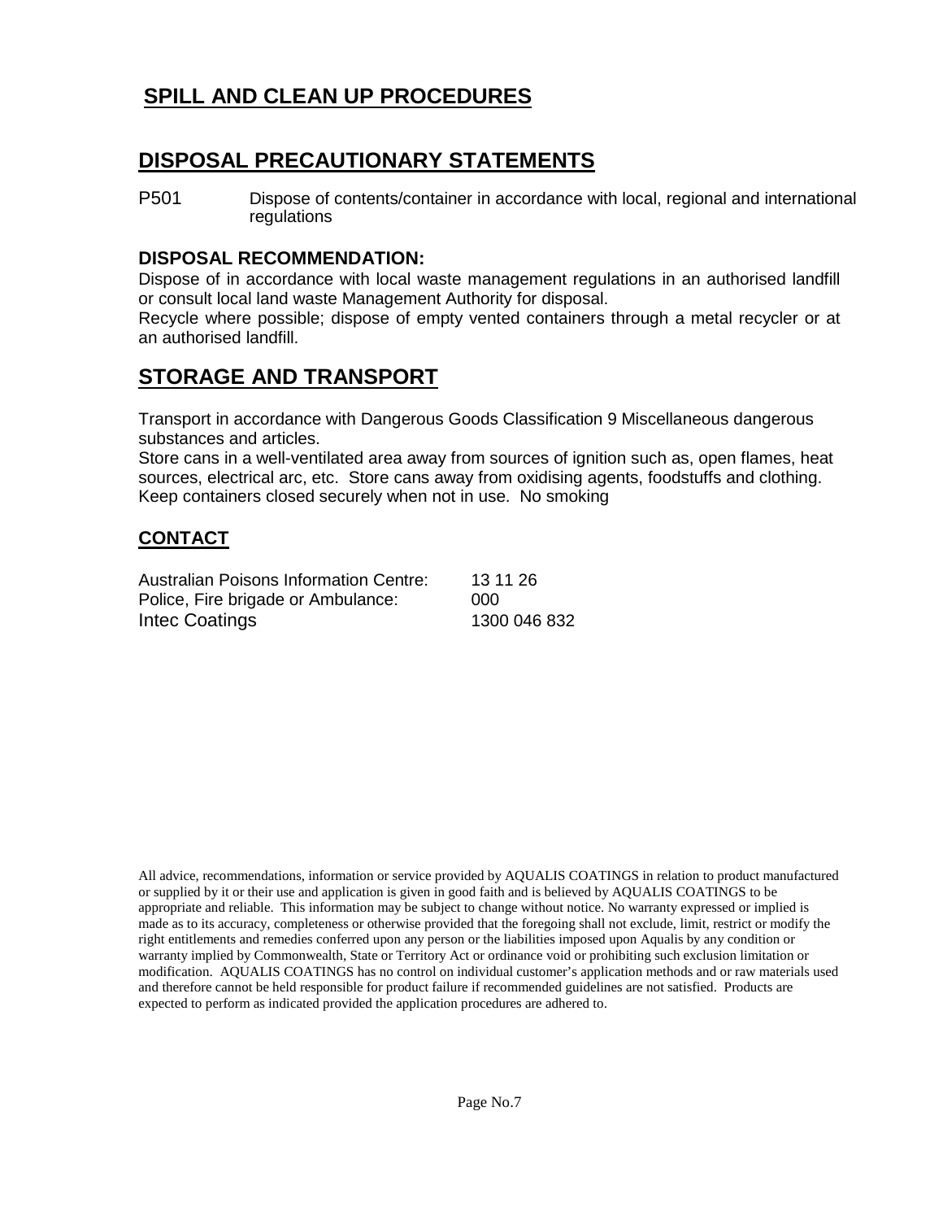## SPILL AND CLEAN UP PROCEDURES

## DISPOSAL PRECAUTIONARY STATEMENTS

P501 Dispose of contents/container in accordance with local, regional and international regulations

### DISPOSAL RECOMMENDATION:

Dispose of in accordance with local waste management regulations in an authorised landfill or consult local land waste Management Authority for disposal.
Recycle where possible; dispose of empty vented containers through a metal recycler or at an authorised landfill.

## STORAGE AND TRANSPORT

Transport in accordance with Dangerous Goods Classification 9 Miscellaneous dangerous substances and articles.
Store cans in a well-ventilated area away from sources of ignition such as, open flames, heat sources, electrical arc, etc. Store cans away from oxidising agents, foodstuffs and clothing. Keep containers closed securely when not in use. No smoking

### CONTACT

| | |
|---|---|
| Australian Poisons Information Centre: | 13 11 26 |
| Police, Fire brigade or Ambulance: | 000 |
| Intec Coatings | 1300 046 832 |

All advice, recommendations, information or service provided by AQUALIS COATINGS in relation to product manufactured or supplied by it or their use and application is given in good faith and is believed by AQUALIS COATINGS to be appropriate and reliable. This information may be subject to change without notice. No warranty expressed or implied is made as to its accuracy, completeness or otherwise provided that the foregoing shall not exclude, limit, restrict or modify the right entitlements and remedies conferred upon any person or the liabilities imposed upon Aqualis by any condition or warranty implied by Commonwealth, State or Territory Act or ordinance void or prohibiting such exclusion limitation or modification. AQUALIS COATINGS has no control on individual customer's application methods and or raw materials used and therefore cannot be held responsible for product failure if recommended guidelines are not satisfied. Products are expected to perform as indicated provided the application procedures are adhered to.